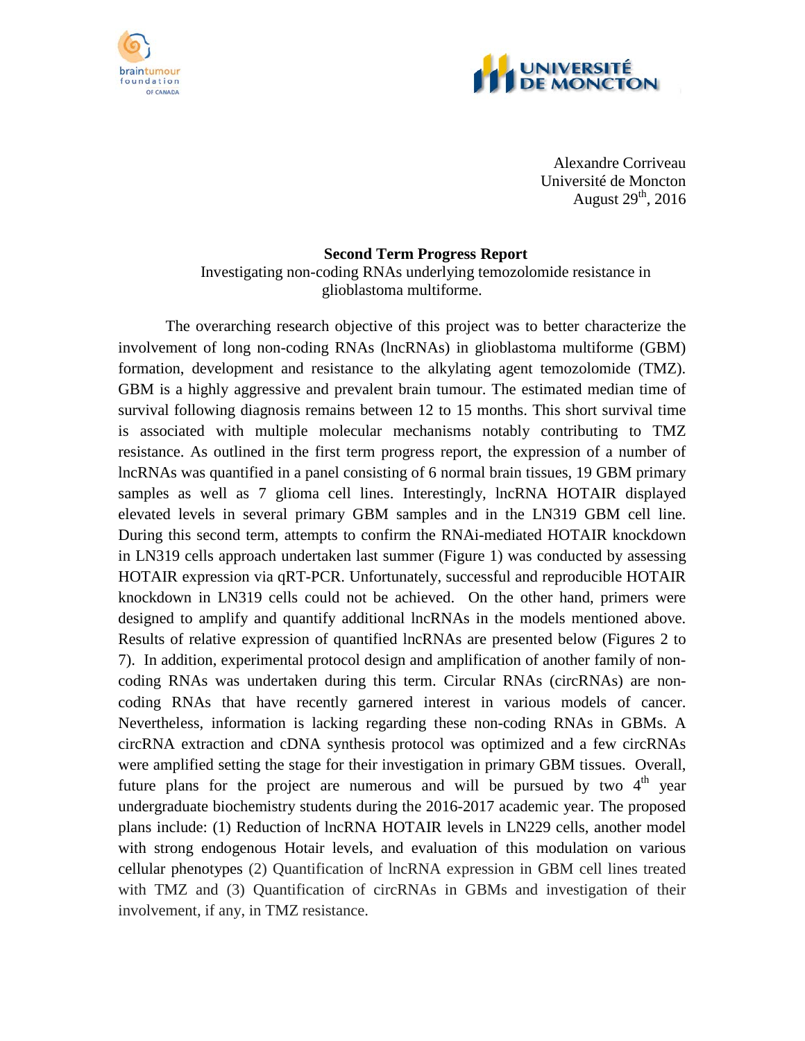Alexandre Corriveau
Université de Moncton
August 29th, 2016

**Second Term Progress Report**

Investigating non-coding RNAs underlying temozolomide resistance in glioblastoma multiforme.

The overarching research objective of this project was to better characterize the involvement of long non-coding RNAs (lncRNAs) in glioblastoma multiforme (GBM) formation, development and resistance to the alkylating agent temozolomide (TMZ). GBM is a highly aggressive and prevalent brain tumour. The estimated median time of survival following diagnosis remains between 12 to 15 months. This short survival time is associated with multiple molecular mechanisms notably contributing to TMZ resistance. As outlined in the first term progress report, the expression of a number of lncRNAs was quantified in a panel consisting of 6 normal brain tissues, 19 GBM primary samples as well as 7 glioma cell lines. Interestingly, lncRNA HOTAIR displayed elevated levels in several primary GBM samples and in the LN319 GBM cell line. During this second term, attempts to confirm the RNAi-mediated HOTAIR knockdown in LN319 cells approach undertaken last summer (Figure 1) was conducted by assessing HOTAIR expression via qRT-PCR. Unfortunately, successful and reproducible HOTAIR knockdown in LN319 cells could not be achieved. On the other hand, primers were designed to amplify and quantify additional lncRNAs in the models mentioned above. Results of relative expression of quantified lncRNAs are presented below (Figures 2 to 7). In addition, experimental protocol design and amplification of another family of non-coding RNAs was undertaken during this term. Circular RNAs (circRNAs) are non-coding RNAs that have recently garnered interest in various models of cancer. Nevertheless, information is lacking regarding these non-coding RNAs in GBMs. A circRNA extraction and cDNA synthesis protocol was optimized and a few circRNAs were amplified setting the stage for their investigation in primary GBM tissues. Overall, future plans for the project are numerous and will be pursued by two 4th year undergraduate biochemistry students during the 2016-2017 academic year. The proposed plans include: (1) Reduction of lncRNA HOTAIR levels in LN229 cells, another model with strong endogenous Hotair levels, and evaluation of this modulation on various cellular phenotypes (2) Quantification of lncRNA expression in GBM cell lines treated with TMZ and (3) Quantification of circRNAs in GBMs and investigation of their involvement, if any, in TMZ resistance.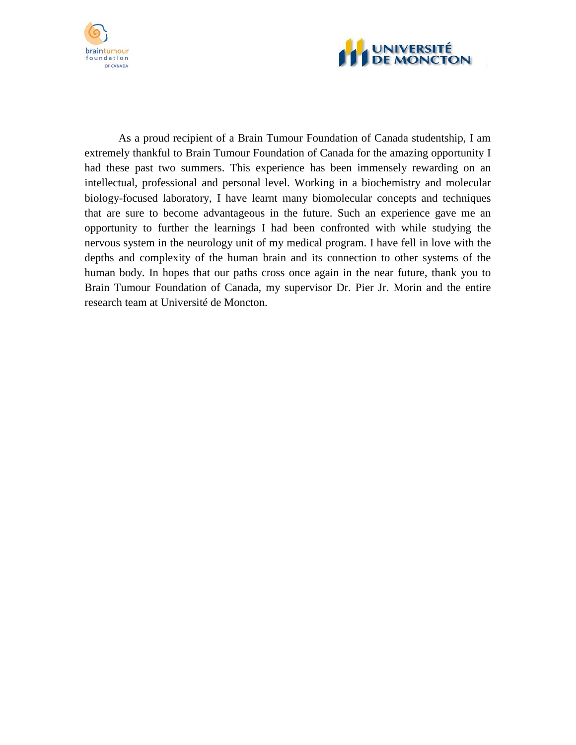As a proud recipient of a Brain Tumour Foundation of Canada studentship, I am extremely thankful to Brain Tumour Foundation of Canada for the amazing opportunity I had these past two summers. This experience has been immensely rewarding on an intellectual, professional and personal level. Working in a biochemistry and molecular biology-focused laboratory, I have learnt many biomolecular concepts and techniques that are sure to become advantageous in the future. Such an experience gave me an opportunity to further the learnings I had been confronted with while studying the nervous system in the neurology unit of my medical program. I have fell in love with the depths and complexity of the human brain and its connection to other systems of the human body. In hopes that our paths cross once again in the near future, thank you to Brain Tumour Foundation of Canada, my supervisor Dr. Pier Jr. Morin and the entire research team at Université de Moncton.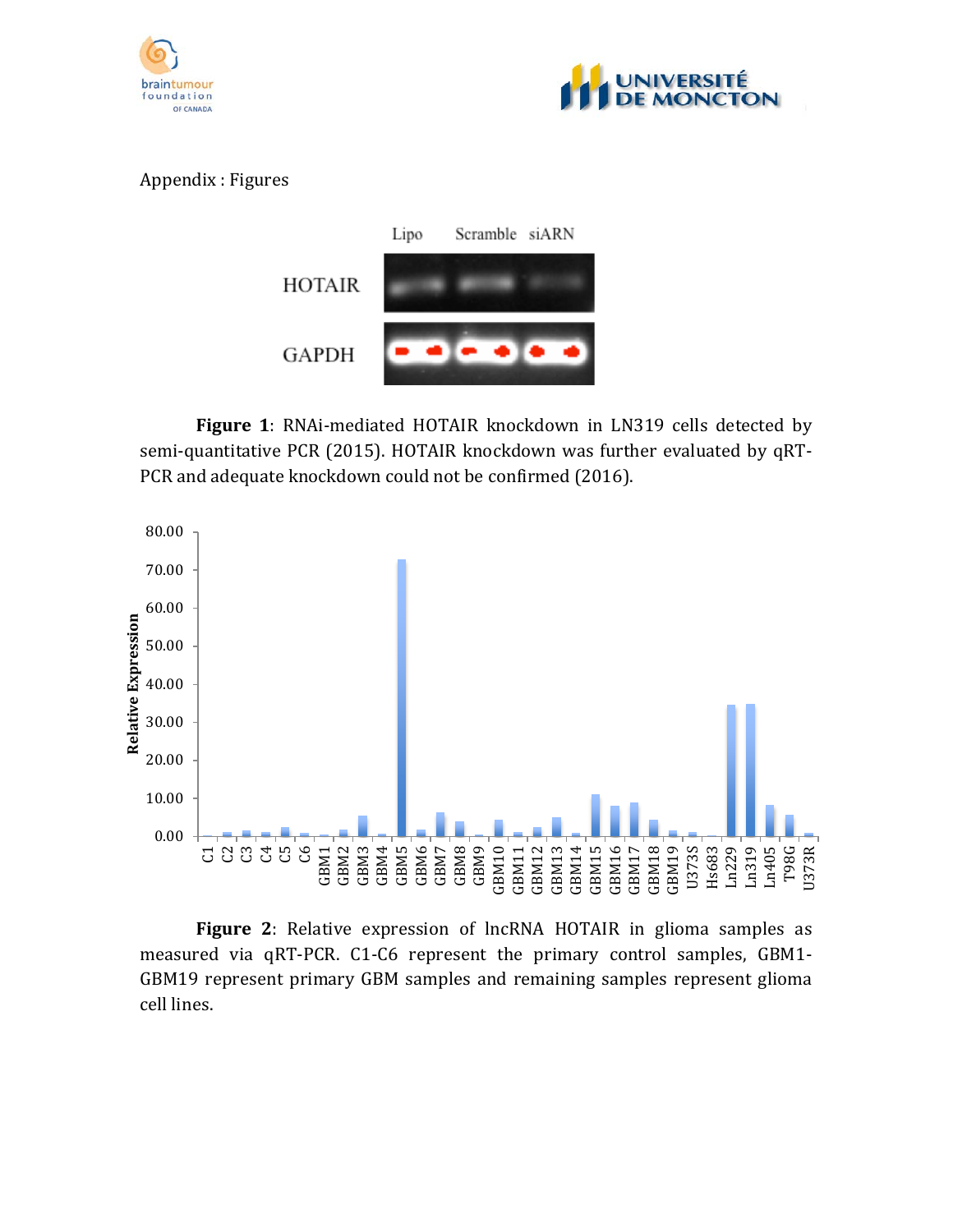Appendix : Figures

**Figure 1**: RNAi-mediated HOTAIR knockdown in LN319 cells detected by semi-quantitative PCR (2015). HOTAIR knockdown was further evaluated by qRT-PCR and adequate knockdown could not be confirmed (2016).

**Figure 2**: Relative expression of lncRNA HOTAIR in glioma samples as measured via qRT-PCR. C1-C6 represent the primary control samples, GBM1-GBM19 represent primary GBM samples and remaining samples represent glioma cell lines.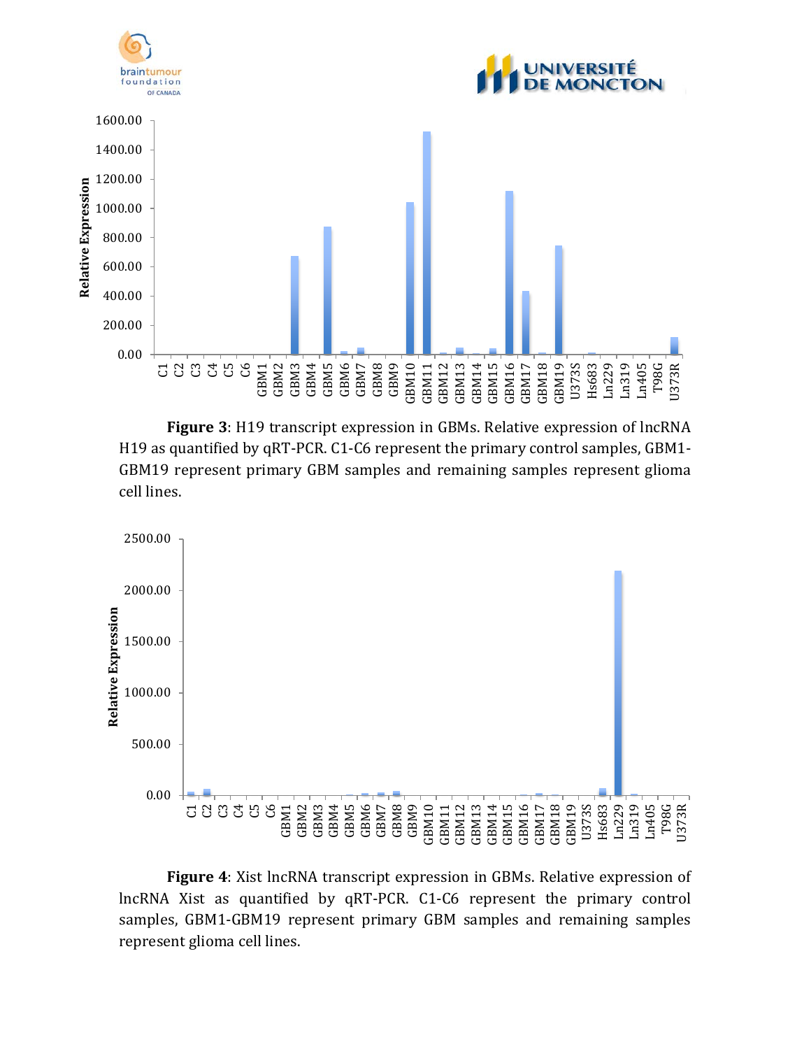**Figure 3**: H19 transcript expression in GBMs. Relative expression of lncRNA H19 as quantified by qRT-PCR. C1-C6 represent the primary control samples, GBM1-GBM19 represent primary GBM samples and remaining samples represent glioma cell lines.

**Figure 4**: Xist lncRNA transcript expression in GBMs. Relative expression of lncRNA Xist as quantified by qRT-PCR. C1-C6 represent the primary control samples, GBM1-GBM19 represent primary GBM samples and remaining samples represent glioma cell lines.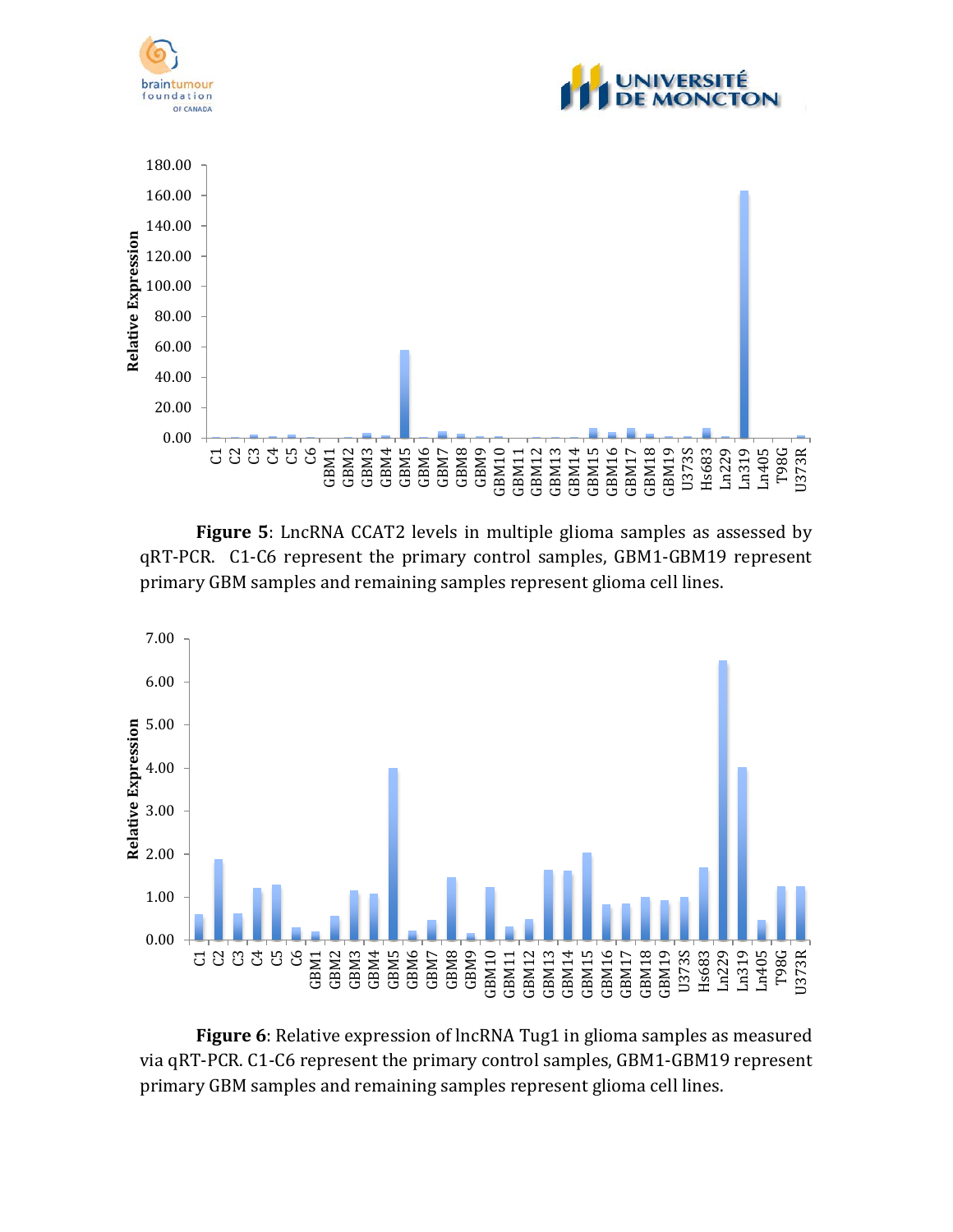**Figure 5**: LncRNA CCAT2 levels in multiple glioma samples as assessed by qRT-PCR. C1-C6 represent the primary control samples, GBM1-GBM19 represent primary GBM samples and remaining samples represent glioma cell lines.

**Figure 6**: Relative expression of lncRNA Tug1 in glioma samples as measured via qRT-PCR. C1-C6 represent the primary control samples, GBM1-GBM19 represent primary GBM samples and remaining samples represent glioma cell lines.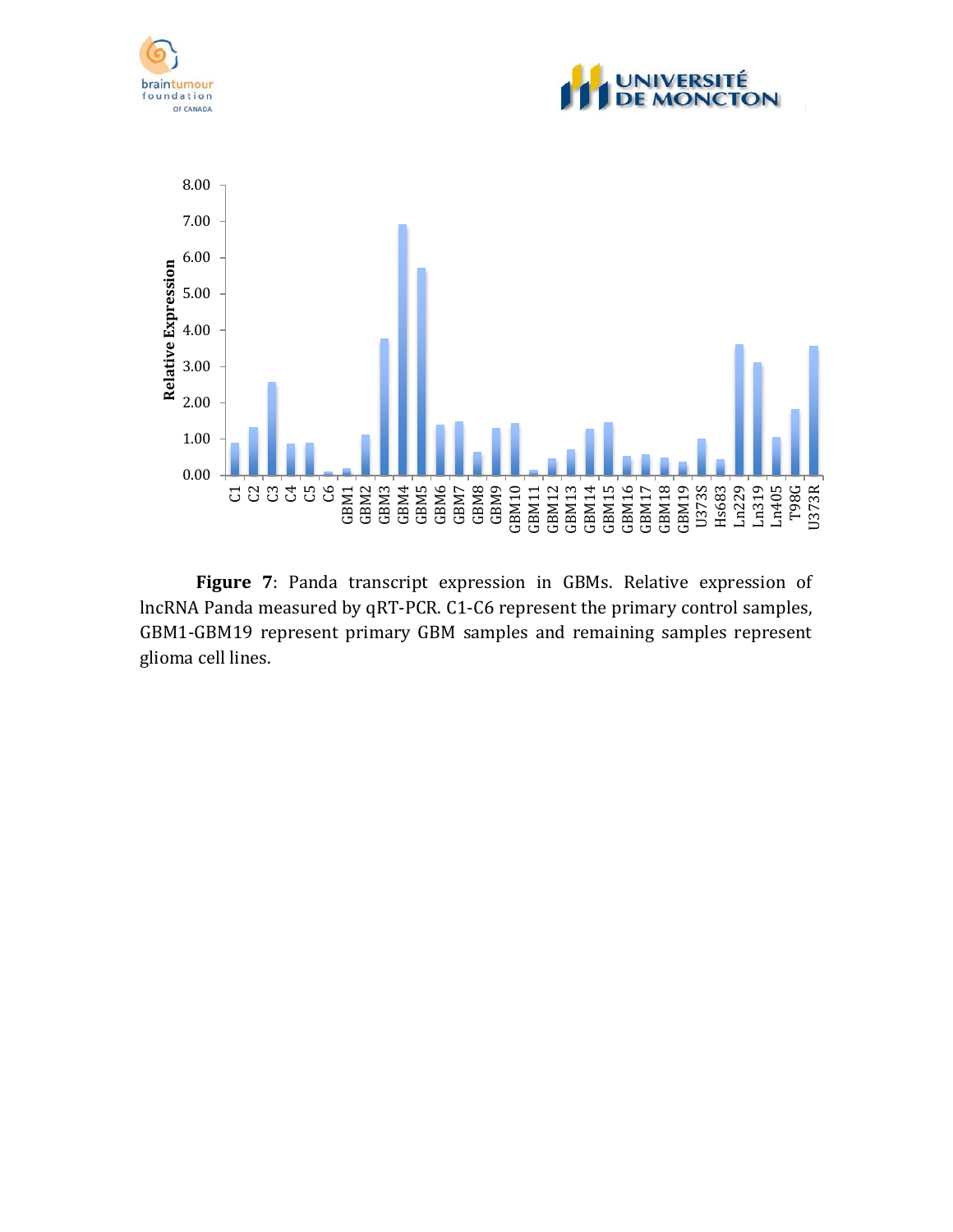8.00
7.00
6.00
5.00
4.00
3.00
2.00
1.00
0.00

Relative Expression

C1
C2
C3
C4
C5
C6
GBM1
GBM2
GBM3
GBM4
GBM5
GBM6
GBM7
GBM8
GBM9
GBM10
GBM11
GBM12
GBM13
GBM14
GBM15
GBM16
GBM17
GBM18
GBM19
U373S
Hs683
Ln229
Ln319
Ln405
T98G
U373R

**Figure 7**: Panda transcript expression in GBMs. Relative expression of lncRNA Panda measured by qRT-PCR. C1-C6 represent the primary control samples, GBM1-GBM19 represent primary GBM samples and remaining samples represent glioma cell lines.